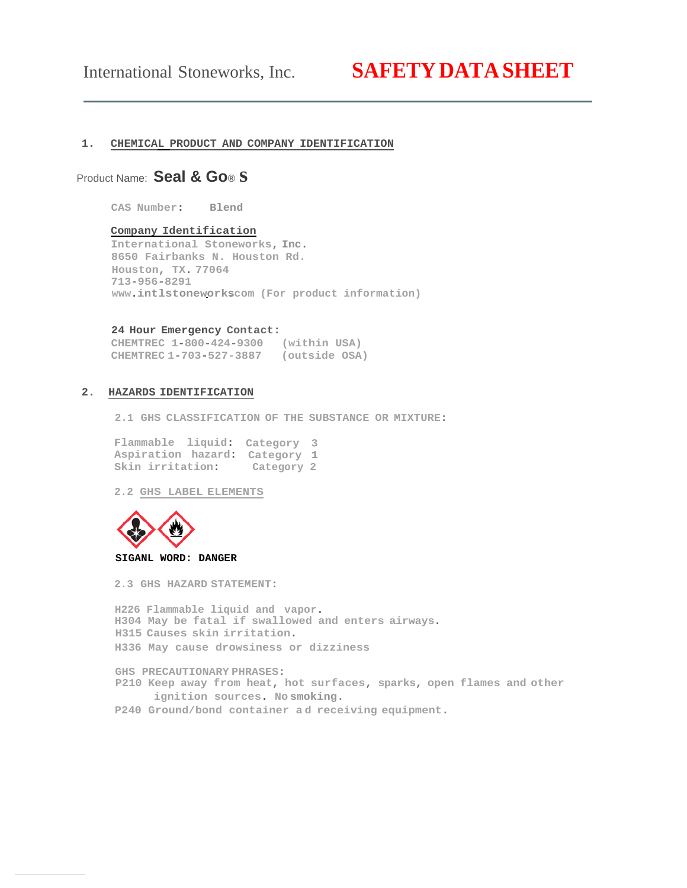International Stoneworks, Inc. **SAFETY DATA SHEET**

## 1. CHEMICAL PRODUCT AND COMPANY IDENTIFICATION

Product Name: **Seal & Go® S**

CAS Number: Blend

**Company Identification**

International Stoneworks, Inc.
8650 Fairbanks N. Houston Rd.
Houston, TX. 77064
713-956-8291
www.intlstoneworkscom (For product information)

**24 Hour Emergency Contact:**
CHEMTREC 1-800-424-9300 (within USA)
CHEMTREC 1-703-527-3887 (outside OSA)

## 2. HAZARDS IDENTIFICATION

2.1 GHS CLASSIFICATION OF THE SUBSTANCE OR MIXTURE:

Flammable liquid: Category 3
Aspiration hazard: Category 1
Skin irritation: Category 2

2.2 GHS LABEL ELEMENTS

**SIGANL WORD: DANGER**

2.3 GHS HAZARD STATEMENT:

H226 Flammable liquid and vapor.
H304 May be fatal if swallowed and enters airways.
H315 Causes skin irritation.
H336 May cause drowsiness or dizziness

GHS PRECAUTIONARY PHRASES:
P210 Keep away from heat, hot surfaces, sparks, open flames and other ignition sources. No smoking.
P240 Ground/bond container a d receiving equipment.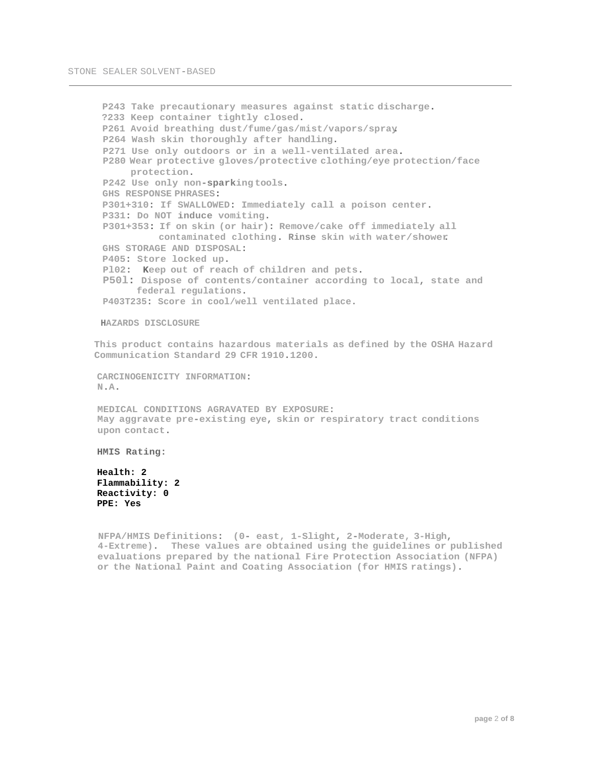P243 Take precautionary measures against static discharge.
?233 Keep container tightly closed.
P261 Avoid breathing dust/fume/gas/mist/vapors/spray.
P264 Wash skin thoroughly after handling.
P271 Use only outdoors or in a well-ventilated area.
P280 Wear protective gloves/protective clothing/eye protection/face protection.
P242 Use only non-sparking tools.

GHS RESPONSE PHRASES:
P301+310: If SWALLOWED: Immediately call a poison center.
P331: Do NOT induce vomiting.
P301+353: If on skin (or hair): Remove/cake off immediately all contaminated clothing. Rinse skin with water/shower.

GHS STORAGE AND DISPOSAL:
P405: Store locked up.
Pl02: Keep out of reach of children and pets.
P50l: Dispose of contents/container according to local, state and federal regulations.
P403T235: Score in cool/well ventilated place.

## HAZARDS DISCLOSURE

This product contains hazardous materials as defined by the OSHA Hazard Communication Standard 29 CFR 1910.1200.

CARCINOGENICITY INFORMATION:
N.A.

MEDICAL CONDITIONS AGRAVATED BY EXPOSURE:
May aggravate pre-existing eye, skin or respiratory tract conditions upon contact.

HMIS Rating:

**Health: 2**
**Flammability: 2**
**Reactivity: 0**
**PPE: Yes**

NFPA/HMIS Definitions: (0- east, 1-Slight, 2-Moderate, 3-High, 4-Extreme). These values are obtained using the guidelines or published evaluations prepared by the national Fire Protection Association (NFPA) or the National Paint and Coating Association (for HMIS ratings).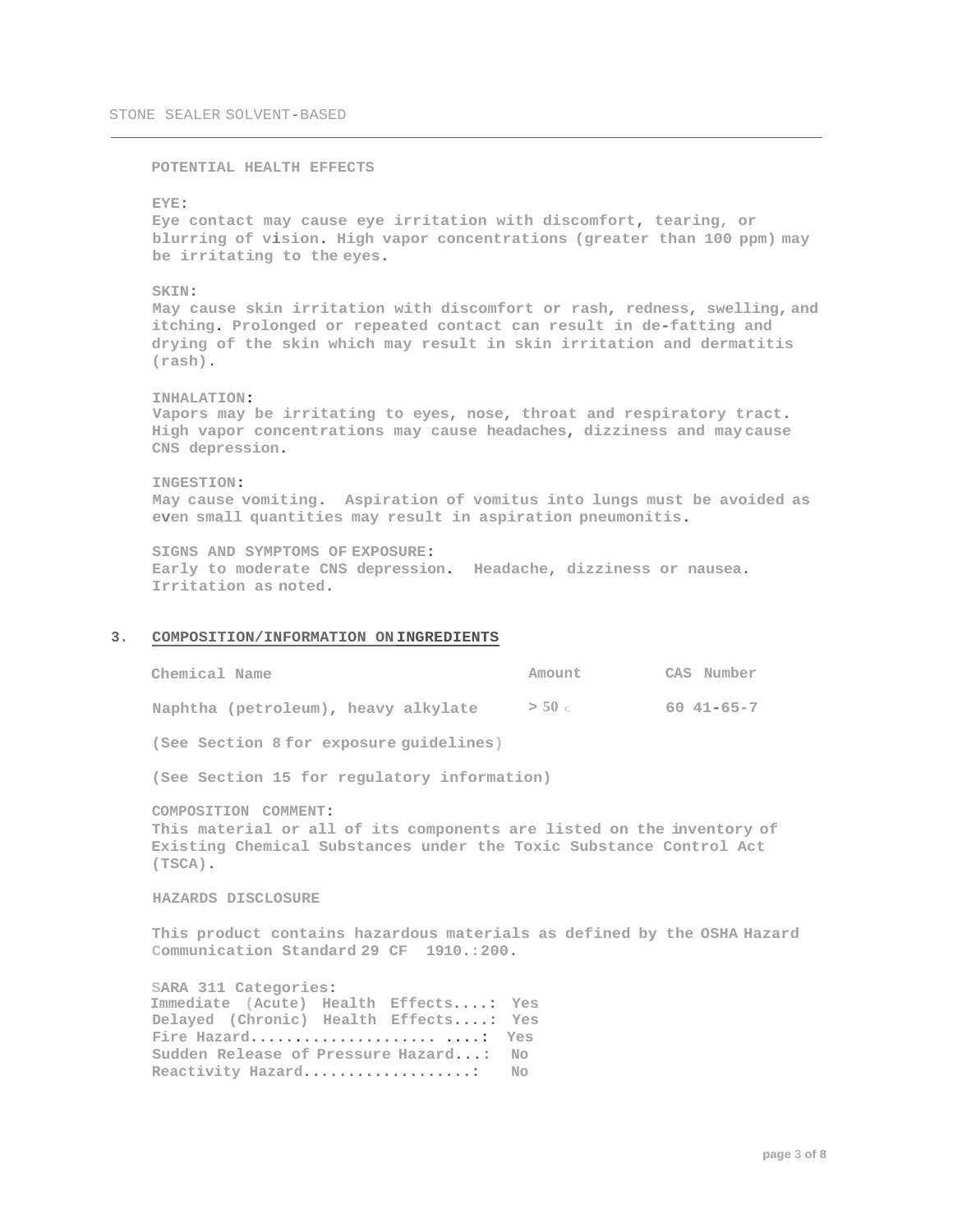**POTENTIAL HEALTH EFFECTS**

**EYE:**
Eye contact may cause eye irritation with discomfort, tearing, or blurring of vision. High vapor concentrations (greater than 100 ppm) may be irritating to the eyes.

**SKIN:**
May cause skin irritation with discomfort or rash, redness, swelling, and itching. Prolonged or repeated contact can result in de-fatting and drying of the skin which may result in skin irritation and dermatitis (rash).

**INHALATION:**
Vapors may be irritating to eyes, nose, throat and respiratory tract. High vapor concentrations may cause headaches, dizziness and may cause CNS depression.

**INGESTION:**
May cause vomiting. Aspiration of vomitus into lungs must be avoided as even small quantities may result in aspiration pneumonitis.

**SIGNS AND SYMPTOMS OF EXPOSURE:**
Early to moderate CNS depression. Headache, dizziness or nausea. Irritation as noted.

## 3. COMPOSITION/INFORMATION ON INGREDIENTS

| Chemical Name | Amount | CAS Number |
|---|---|---|
| Naphtha (petroleum), heavy alkylate | > 50 c | 60 41-65-7 |

(See Section 8 for exposure guidelines)

(See Section 15 for regulatory information)

**COMPOSITION COMMENT:**
This material or all of its components are listed on the inventory of Existing Chemical Substances under the Toxic Substance Control Act (TSCA).

**HAZARDS DISCLOSURE**

This product contains hazardous materials as defined by the OSHA Hazard Communication Standard 29 CF 1910.:200.

**SARA 311 Categories:**
Immediate (Acute) Health Effects....: Yes
Delayed (Chronic) Health Effects....: Yes
Fire Hazard........................: Yes
Sudden Release of Pressure Hazard...: No
Reactivity Hazard..................: No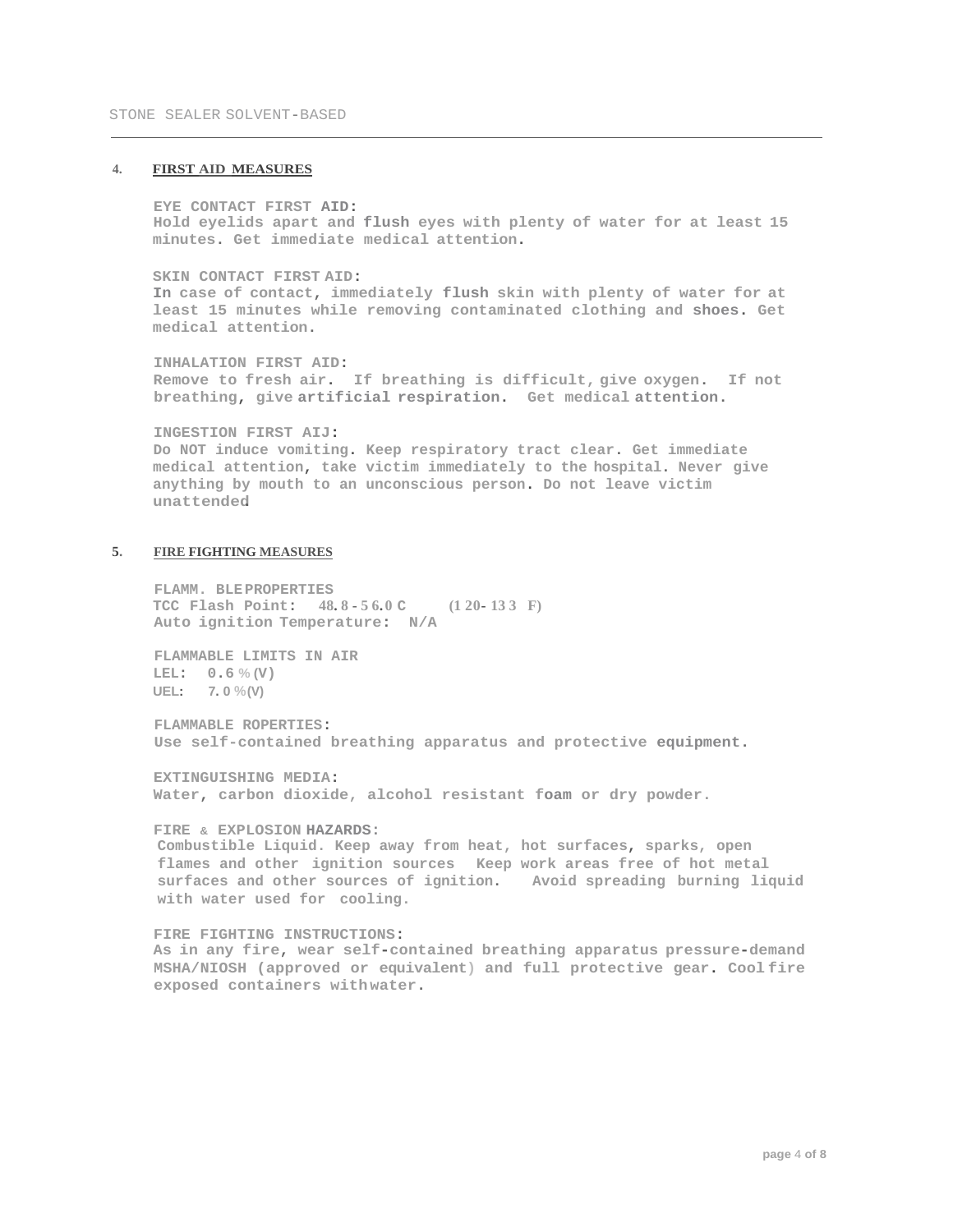## 4. FIRST AID MEASURES

**EYE CONTACT FIRST AID:**
Hold eyelids apart and flush eyes with plenty of water for at least 15 minutes. Get immediate medical attention.

**SKIN CONTACT FIRST AID:**
In case of contact, immediately flush skin with plenty of water for at least 15 minutes while removing contaminated clothing and shoes. Get medical attention.

**INHALATION FIRST AID:**
Remove to fresh air. If breathing is difficult, give oxygen. If not breathing, give artificial respiration. Get medical attention.

**INGESTION FIRST AIJ:**
Do NOT induce vomiting. Keep respiratory tract clear. Get immediate medical attention, take victim immediately to the hospital. Never give anything by mouth to an unconscious person. Do not leave victim unattended.

## 5. FIRE FIGHTING MEASURES

**FLAMM. BLE PROPERTIES**
TCC Flash Point: 48.8 - 56.0 C (120- 133 F)
Auto ignition Temperature: N/A

**FLAMMABLE LIMITS IN AIR**
LEL: 0.6 % (V)
UEL: 7.0 %(V)

**FLAMMABLE ROPERTIES:**
Use self-contained breathing apparatus and protective equipment.

**EXTINGUISHING MEDIA:**
Water, carbon dioxide, alcohol resistant foam or dry powder.

**FIRE & EXPLOSION HAZARDS:**
Combustible Liquid. Keep away from heat, hot surfaces, sparks, open flames and other ignition sources Keep work areas free of hot metal surfaces and other sources of ignition. Avoid spreading burning liquid with water used for cooling.

**FIRE FIGHTING INSTRUCTIONS:**
As in any fire, wear self-contained breathing apparatus pressure-demand MSHA/NIOSH (approved or equivalent) and full protective gear. Cool fire exposed containers with water.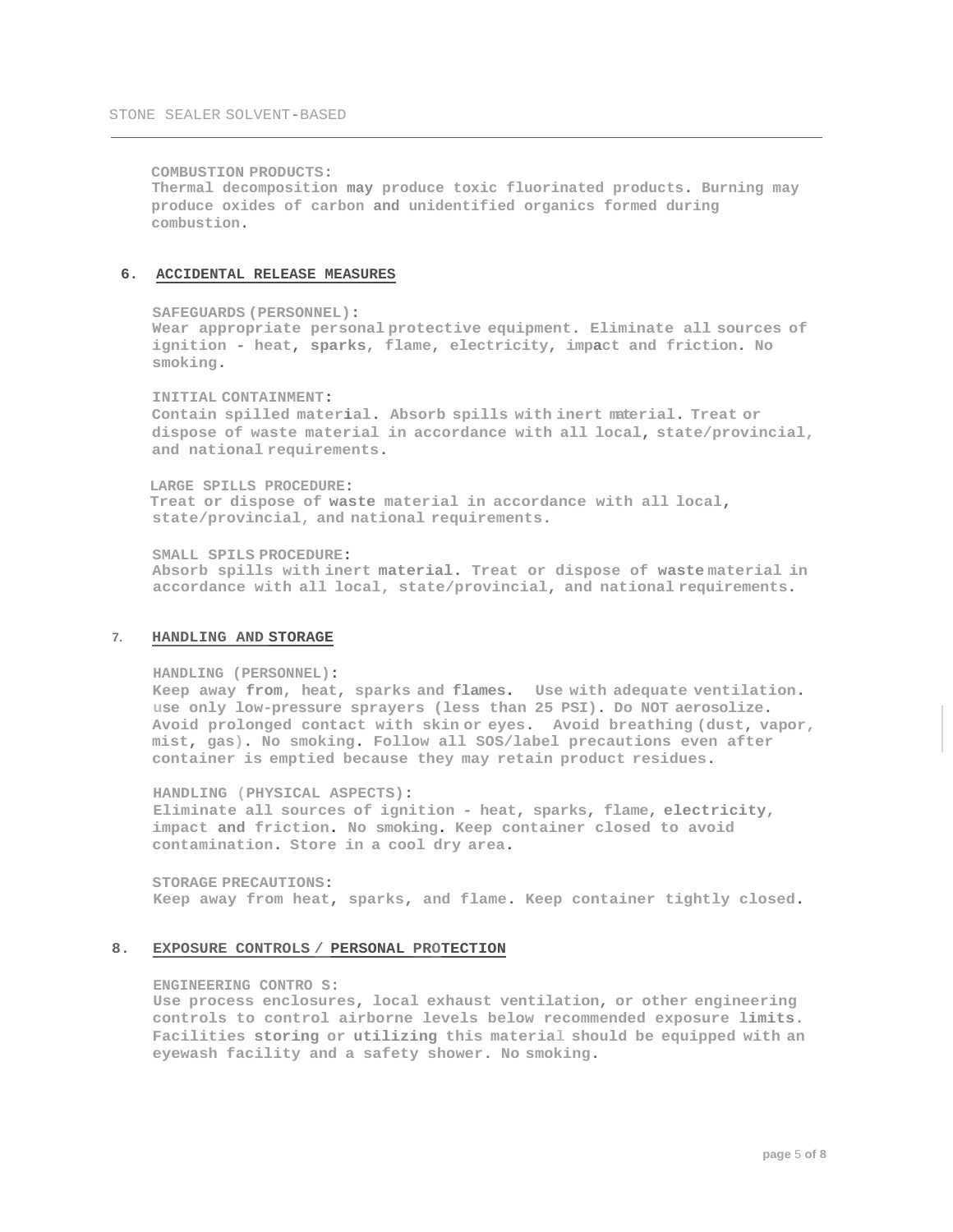**COMBUSTION PRODUCTS:**
Thermal decomposition may produce toxic fluorinated products. Burning may produce oxides of carbon and unidentified organics formed during combustion.

## 6. ACCIDENTAL RELEASE MEASURES

**SAFEGUARDS (PERSONNEL):**
Wear appropriate personal protective equipment. Eliminate all sources of ignition - heat, sparks, flame, electricity, impact and friction. No smoking.

**INITIAL CONTAINMENT:**
Contain spilled material. Absorb spills with inert material. Treat or dispose of waste material in accordance with all local, state/provincial, and national requirements.

**LARGE SPILLS PROCEDURE:**
Treat or dispose of waste material in accordance with all local, state/provincial, and national requirements.

**SMALL SPILS PROCEDURE:**
Absorb spills with inert material. Treat or dispose of waste material in accordance with all local, state/provincial, and national requirements.

## 7. HANDLING AND STORAGE

**HANDLING (PERSONNEL):**
Keep away from, heat, sparks and flames. Use with adequate ventilation. use only low-pressure sprayers (less than 25 PSI). Do NOT aerosolize. Avoid prolonged contact with skin or eyes. Avoid breathing (dust, vapor, mist, gas). No smoking. Follow all SOS/label precautions even after container is emptied because they may retain product residues.

**HANDLING (PHYSICAL ASPECTS):**
Eliminate all sources of ignition - heat, sparks, flame, electricity, impact and friction. No smoking. Keep container closed to avoid contamination. Store in a cool dry area.

**STORAGE PRECAUTIONS:**
Keep away from heat, sparks, and flame. Keep container tightly closed.

## 8. EXPOSURE CONTROLS / PERSONAL PROTECTION

**ENGINEERING CONTRO S:**
Use process enclosures, local exhaust ventilation, or other engineering controls to control airborne levels below recommended exposure limits. Facilities storing or utilizing this material should be equipped with an eyewash facility and a safety shower. No smoking.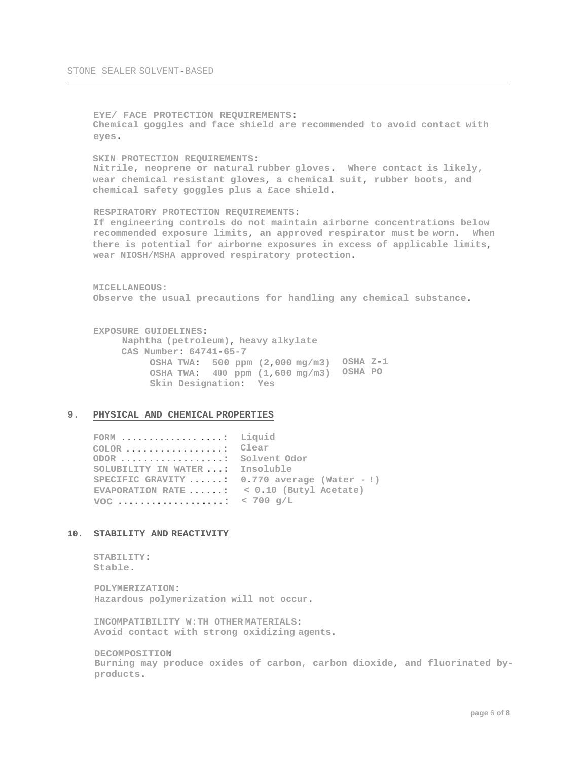**EYE/ FACE PROTECTION REQUIREMENTS:**
Chemical goggles and face shield are recommended to avoid contact with eyes.

**SKIN PROTECTION REQUIREMENTS:**
Nitrile, neoprene or natural rubber gloves. Where contact is likely, wear chemical resistant gloves, a chemical suit, rubber boots, and chemical safety goggles plus a £ace shield.

**RESPIRATORY PROTECTION REQUIREMENTS:**
If engineering controls do not maintain airborne concentrations below recommended exposure limits, an approved respirator must be worn. When there is potential for airborne exposures in excess of applicable limits, wear NIOSH/MSHA approved respiratory protection.

**MICELLANEOUS:**
Observe the usual precautions for handling any chemical substance.

**EXPOSURE GUIDELINES:**

Naphtha (petroleum), heavy alkylate
CAS Number: 64741-65-7

| | | |
|---|---|---|
| OSHA TWA: | 500 ppm (2,000 mg/m3) | OSHA Z-1 |
| OSHA TWA: | 400 ppm (1,600 mg/m3) | OSHA PO |
| Skin Designation: | Yes | |

## 9. PHYSICAL AND CHEMICAL PROPERTIES

| | |
|---|---|
| FORM ....................: | Liquid |
| COLOR ..................: | Clear |
| ODOR ....................: | Solvent Odor |
| SOLUBILITY IN WATER ...: | Insoluble |
| SPECIFIC GRAVITY ......: | 0.770 average (Water - !) |
| EVAPORATION RATE ......: | < 0.10 (Butyl Acetate) |
| VOC ...................: | < 700 g/L |

## 10. STABILITY AND REACTIVITY

**STABILITY:**
Stable.

**POLYMERIZATION:**
Hazardous polymerization will not occur.

**INCOMPATIBILITY W:TH OTHER MATERIALS:**
Avoid contact with strong oxidizing agents.

**DECOMPOSITION**
Burning may produce oxides of carbon, carbon dioxide, and fluorinated by-products.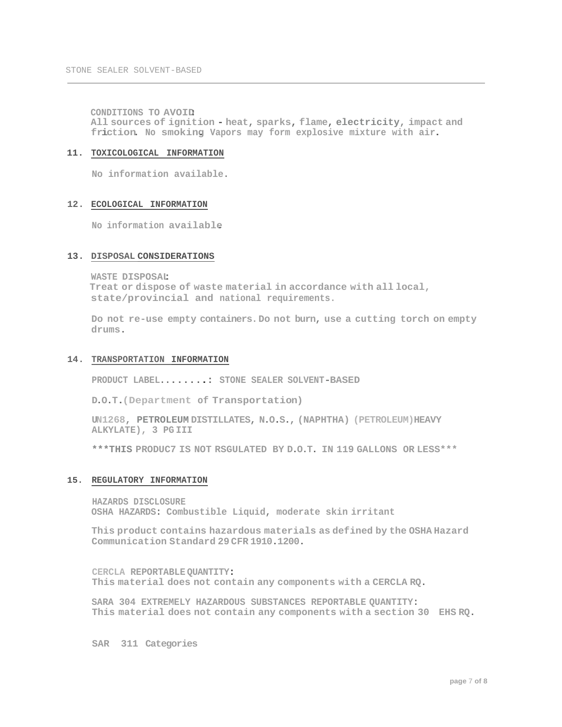**CONDITIONS TO AVOID:**
All sources of ignition - heat, sparks, flame, electricity, impact and friction. No smoking. Vapors may form explosive mixture with air.

## 11. TOXICOLOGICAL INFORMATION

No information available.

## 12. ECOLOGICAL INFORMATION

No information available.

## 13. DISPOSAL CONSIDERATIONS

**WASTE DISPOSAL:**
Treat or dispose of waste material in accordance with all local, state/provincial and national requirements.

Do not re-use empty containers. Do not burn, use a cutting torch on empty drums.

## 14. TRANSPORTATION INFORMATION

PRODUCT LABEL........: STONE SEALER SOLVENT-BASED

D.O.T.(Department of Transportation)

UN1268, PETROLEUM DISTILLATES, N.O.S., (NAPHTHA) (PETROLEUM)HEAVY ALKYLATE), 3 PG III

***THIS PRODUC7 IS NOT RSGULATED BY D.O.T. IN 119 GALLONS OR LESS***

## 15. REGULATORY INFORMATION

**HAZARDS DISCLOSURE**
OSHA HAZARDS: Combustible Liquid, moderate skin irritant

This product contains hazardous materials as defined by the OSHA Hazard Communication Standard 29 CFR 1910.1200.

**CERCLA REPORTABLE QUANTITY:**
This material does not contain any components with a CERCLA RQ.

**SARA 304 EXTREMELY HAZARDOUS SUBSTANCES REPORTABLE QUANTITY:**
This material does not contain any components with a section 30 EHS RQ.

**SAR 311 Categories**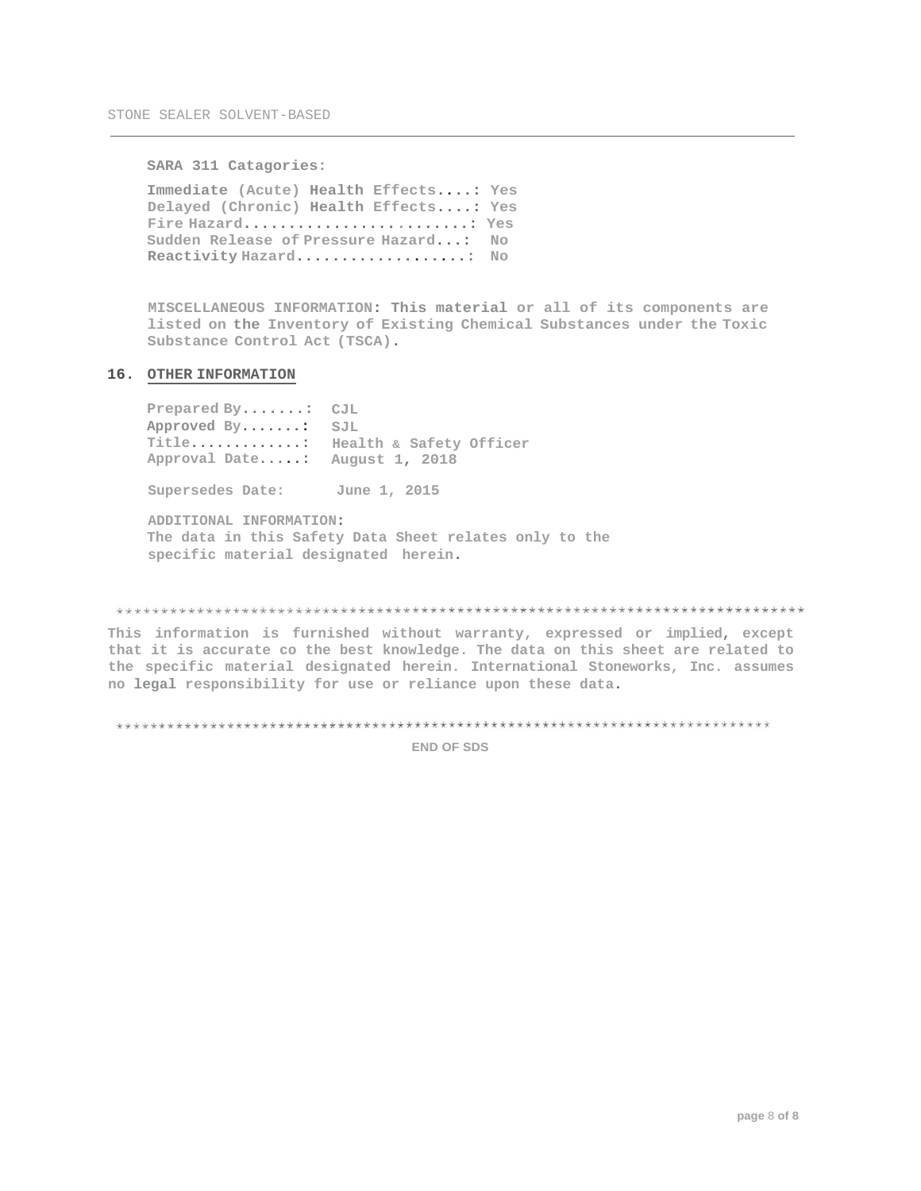**SARA 311 Catagories:**

Immediate (Acute) Health Effects....: Yes
Delayed (Chronic) Health Effects....: Yes
Fire Hazard.........................: Yes
Sudden Release of Pressure Hazard...: No
Reactivity Hazard...................: No

MISCELLANEOUS INFORMATION: This material or all of its components are listed on the Inventory of Existing Chemical Substances under the Toxic Substance Control Act (TSCA).

## 16. OTHER INFORMATION

Prepared By.......: CJL
Approved By.......: SJL
Title.............: Health & Safety Officer
Approval Date.....: August 1, 2018

Supersedes Date: June 1, 2015

ADDITIONAL INFORMATION:
The data in this Safety Data Sheet relates only to the specific material designated herein.

*******************************************************************************

This information is furnished without warranty, expressed or implied, except that it is accurate co the best knowledge. The data on this sheet are related to the specific material designated herein. International Stoneworks, Inc. assumes no legal responsibility for use or reliance upon these data.

*******************************************************************************

END OF SDS